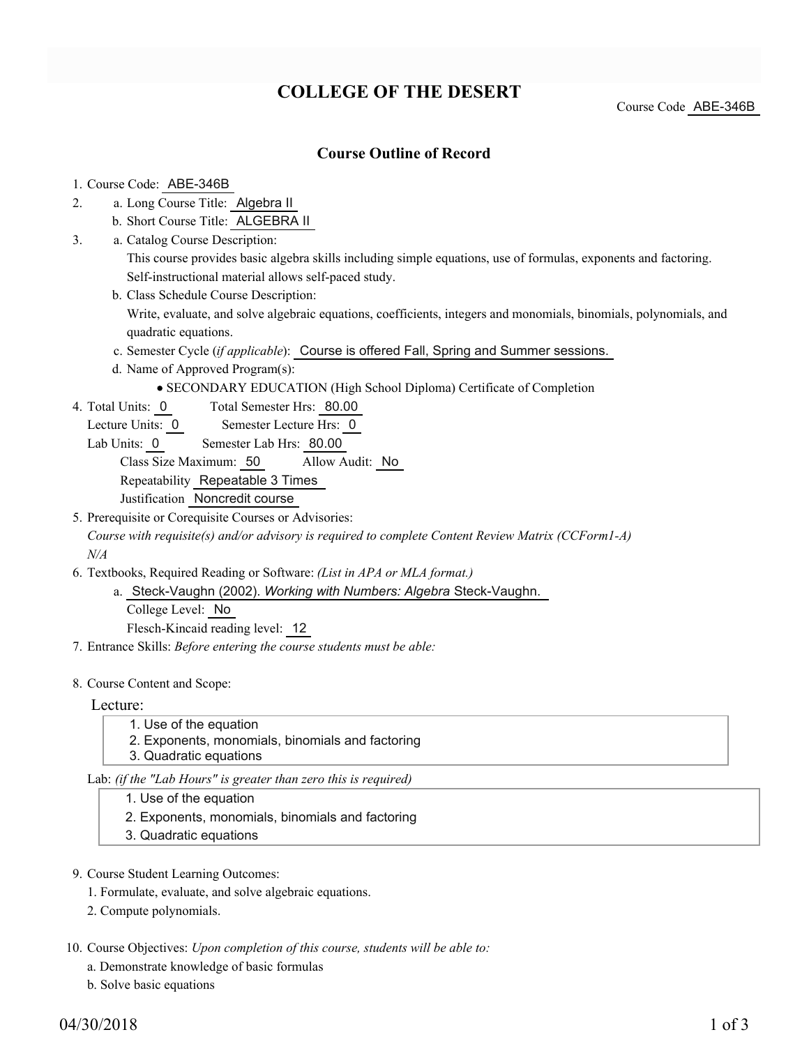# COLLEGE OF THE DESERT

Course Code ABE-346B

## Course Outline of Record

1. Course Code: ABE-346B
2. a. Long Course Title: Algebra II
   b. Short Course Title: ALGEBRA II
3. a. Catalog Course Description:
   This course provides basic algebra skills including simple equations, use of formulas, exponents and factoring. Self-instructional material allows self-paced study.
   b. Class Schedule Course Description:
   Write, evaluate, and solve algebraic equations, coefficients, integers and monomials, binomials, polynomials, and quadratic equations.
   c. Semester Cycle (*if applicable*): Course is offered Fall, Spring and Summer sessions.
   d. Name of Approved Program(s):
   - SECONDARY EDUCATION (High School Diploma) Certificate of Completion
4. Total Units: 0 Total Semester Hrs: 80.00
   Lecture Units: 0 Semester Lecture Hrs: 0
   Lab Units: 0 Semester Lab Hrs: 80.00
   Class Size Maximum: 50 Allow Audit: No
   Repeatability Repeatable 3 Times
   Justification Noncredit course
5. Prerequisite or Corequisite Courses or Advisories:
   *Course with requisite(s) and/or advisory is required to complete Content Review Matrix (CCForm1-A)*
   *N/A*
6. Textbooks, Required Reading or Software: *(List in APA or MLA format.)*
   a. Steck-Vaughn (2002). *Working with Numbers: Algebra* Steck-Vaughn.
   College Level: No
   Flesch-Kincaid reading level: 12
7. Entrance Skills: *Before entering the course students must be able:*
8. Course Content and Scope:

Lecture:

1. Use of the equation
2. Exponents, monomials, binomials and factoring
3. Quadratic equations

Lab: *(if the "Lab Hours" is greater than zero this is required)*

1. Use of the equation
2. Exponents, monomials, binomials and factoring
3. Quadratic equations

9. Course Student Learning Outcomes:
   1. Formulate, evaluate, and solve algebraic equations.
   2. Compute polynomials.
10. Course Objectives: *Upon completion of this course, students will be able to:*
    a. Demonstrate knowledge of basic formulas
    b. Solve basic equations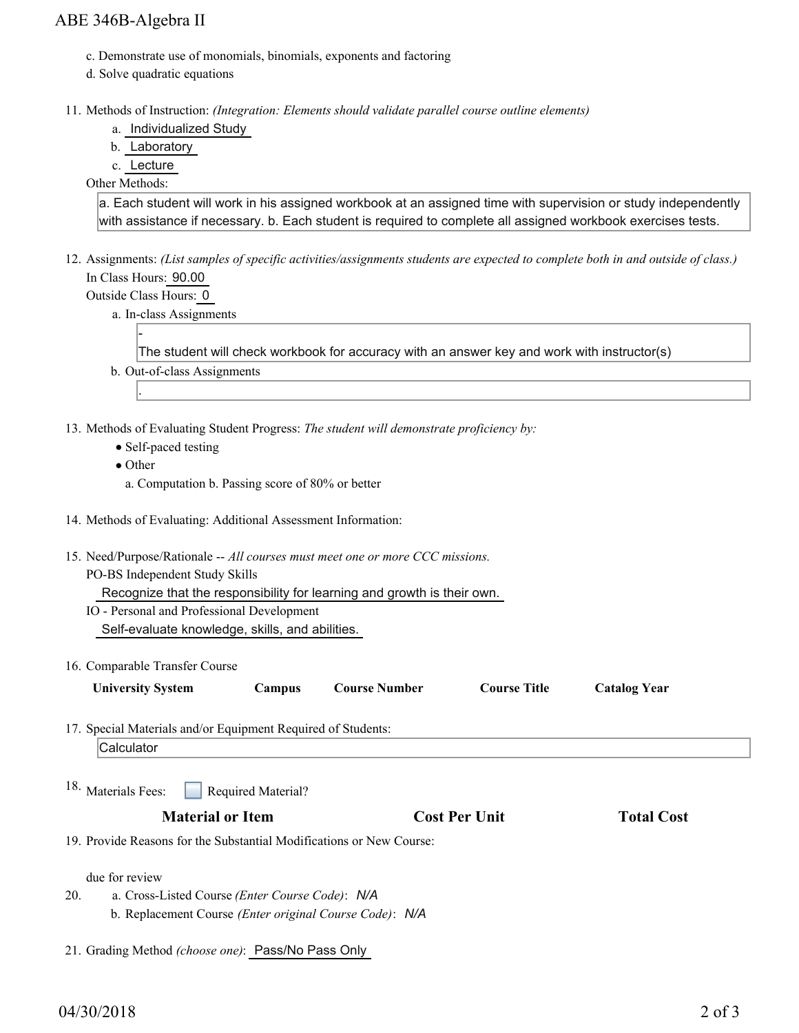c. Demonstrate use of monomials, binomials, exponents and factoring
d. Solve quadratic equations

11. Methods of Instruction: *(Integration: Elements should validate parallel course outline elements)*
    a. Individualized Study
    b. Laboratory
    c. Lecture

    Other Methods:

    a. Each student will work in his assigned workbook at an assigned time with supervision or study independently with assistance if necessary. b. Each student is required to complete all assigned workbook exercises tests.

12. Assignments: *(List samples of specific activities/assignments students are expected to complete both in and outside of class.)*

    In Class Hours: 90.00

    Outside Class Hours: 0

    a. In-class Assignments

    -
    The student will check workbook for accuracy with an answer key and work with instructor(s)

    b. Out-of-class Assignments

    .

13. Methods of Evaluating Student Progress: *The student will demonstrate proficiency by:*
    - Self-paced testing
    - Other

      a. Computation b. Passing score of 80% or better

14. Methods of Evaluating: Additional Assessment Information:

15. Need/Purpose/Rationale -- *All courses must meet one or more CCC missions.*

    PO-BS Independent Study Skills

    Recognize that the responsibility for learning and growth is their own.

    IO - Personal and Professional Development

    Self-evaluate knowledge, skills, and abilities.

16. Comparable Transfer Course

| University System | Campus | Course Number | Course Title | Catalog Year |
| --- | --- | --- | --- | --- |

17. Special Materials and/or Equipment Required of Students:

    Calculator

18. Materials Fees: ☐ Required Material?

| Material or Item | Cost Per Unit | Total Cost |
| --- | --- | --- |

19. Provide Reasons for the Substantial Modifications or New Course:

    due for review

20. a. Cross-Listed Course *(Enter Course Code)*: *N/A*
    b. Replacement Course *(Enter original Course Code)*: *N/A*

21. Grading Method *(choose one)*: Pass/No Pass Only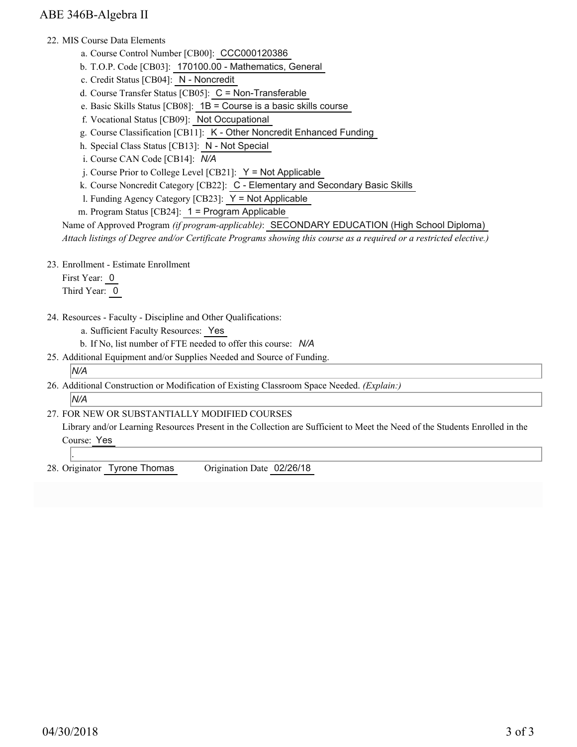22. MIS Course Data Elements
    a. Course Control Number [CB00]: CCC000120386
    b. T.O.P. Code [CB03]: 170100.00 - Mathematics, General
    c. Credit Status [CB04]: N - Noncredit
    d. Course Transfer Status [CB05]: C = Non-Transferable
    e. Basic Skills Status [CB08]: 1B = Course is a basic skills course
    f. Vocational Status [CB09]: Not Occupational
    g. Course Classification [CB11]: K - Other Noncredit Enhanced Funding
    h. Special Class Status [CB13]: N - Not Special
    i. Course CAN Code [CB14]: *N/A*
    j. Course Prior to College Level [CB21]: Y = Not Applicable
    k. Course Noncredit Category [CB22]: C - Elementary and Secondary Basic Skills
    l. Funding Agency Category [CB23]: Y = Not Applicable
    m. Program Status [CB24]: 1 = Program Applicable

    Name of Approved Program *(if program-applicable)*: SECONDARY EDUCATION (High School Diploma)

    *Attach listings of Degree and/or Certificate Programs showing this course as a required or a restricted elective.)*

23. Enrollment - Estimate Enrollment

    First Year: 0

    Third Year: 0

24. Resources - Faculty - Discipline and Other Qualifications:
    a. Sufficient Faculty Resources: Yes
    b. If No, list number of FTE needed to offer this course: *N/A*

25. Additional Equipment and/or Supplies Needed and Source of Funding.

    *N/A*

26. Additional Construction or Modification of Existing Classroom Space Needed. *(Explain:)*

    *N/A*

27. FOR NEW OR SUBSTANTIALLY MODIFIED COURSES

    Library and/or Learning Resources Present in the Collection are Sufficient to Meet the Need of the Students Enrolled in the Course: Yes

    .

28. Originator Tyrone Thomas Origination Date 02/26/18